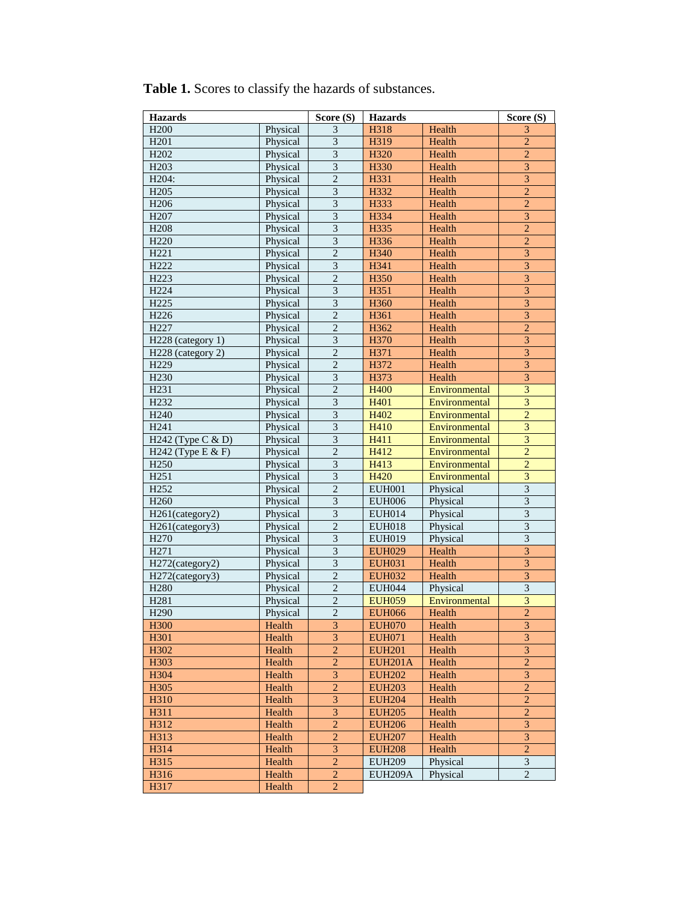**Table 1.** Scores to classify the hazards of substances.

| Hazards | | Score (S) | Hazards | | Score (S) |
|---|---|---|---|---|---|
| H200 | Physical | 3 | H318 | Health | 3 |
| H201 | Physical | 3 | H319 | Health | 2 |
| H202 | Physical | 3 | H320 | Health | 2 |
| H203 | Physical | 3 | H330 | Health | 3 |
| H204: | Physical | 2 | H331 | Health | 3 |
| H205 | Physical | 3 | H332 | Health | 2 |
| H206 | Physical | 3 | H333 | Health | 2 |
| H207 | Physical | 3 | H334 | Health | 3 |
| H208 | Physical | 3 | H335 | Health | 2 |
| H220 | Physical | 3 | H336 | Health | 2 |
| H221 | Physical | 2 | H340 | Health | 3 |
| H222 | Physical | 3 | H341 | Health | 3 |
| H223 | Physical | 2 | H350 | Health | 3 |
| H224 | Physical | 3 | H351 | Health | 3 |
| H225 | Physical | 3 | H360 | Health | 3 |
| H226 | Physical | 2 | H361 | Health | 3 |
| H227 | Physical | 2 | H362 | Health | 2 |
| H228 (category 1) | Physical | 3 | H370 | Health | 3 |
| H228 (category 2) | Physical | 2 | H371 | Health | 3 |
| H229 | Physical | 2 | H372 | Health | 3 |
| H230 | Physical | 3 | H373 | Health | 3 |
| H231 | Physical | 2 | H400 | Environmental | 3 |
| H232 | Physical | 3 | H401 | Environmental | 3 |
| H240 | Physical | 3 | H402 | Environmental | 2 |
| H241 | Physical | 3 | H410 | Environmental | 3 |
| H242 (Type C & D) | Physical | 3 | H411 | Environmental | 3 |
| H242 (Type E & F) | Physical | 2 | H412 | Environmental | 2 |
| H250 | Physical | 3 | H413 | Environmental | 2 |
| H251 | Physical | 3 | H420 | Environmental | 3 |
| H252 | Physical | 2 | EUH001 | Physical | 3 |
| H260 | Physical | 3 | EUH006 | Physical | 3 |
| H261(category2) | Physical | 3 | EUH014 | Physical | 3 |
| H261(category3) | Physical | 2 | EUH018 | Physical | 3 |
| H270 | Physical | 3 | EUH019 | Physical | 3 |
| H271 | Physical | 3 | EUH029 | Health | 3 |
| H272(category2) | Physical | 3 | EUH031 | Health | 3 |
| H272(category3) | Physical | 2 | EUH032 | Health | 3 |
| H280 | Physical | 2 | EUH044 | Physical | 3 |
| H281 | Physical | 2 | EUH059 | Environmental | 3 |
| H290 | Physical | 2 | EUH066 | Health | 2 |
| H300 | Health | 3 | EUH070 | Health | 3 |
| H301 | Health | 3 | EUH071 | Health | 3 |
| H302 | Health | 2 | EUH201 | Health | 3 |
| H303 | Health | 2 | EUH201A | Health | 2 |
| H304 | Health | 3 | EUH202 | Health | 3 |
| H305 | Health | 2 | EUH203 | Health | 2 |
| H310 | Health | 3 | EUH204 | Health | 2 |
| H311 | Health | 3 | EUH205 | Health | 2 |
| H312 | Health | 2 | EUH206 | Health | 3 |
| H313 | Health | 2 | EUH207 | Health | 3 |
| H314 | Health | 3 | EUH208 | Health | 2 |
| H315 | Health | 2 | EUH209 | Physical | 3 |
| H316 | Health | 2 | EUH209A | Physical | 2 |
| H317 | Health | 2 | | | |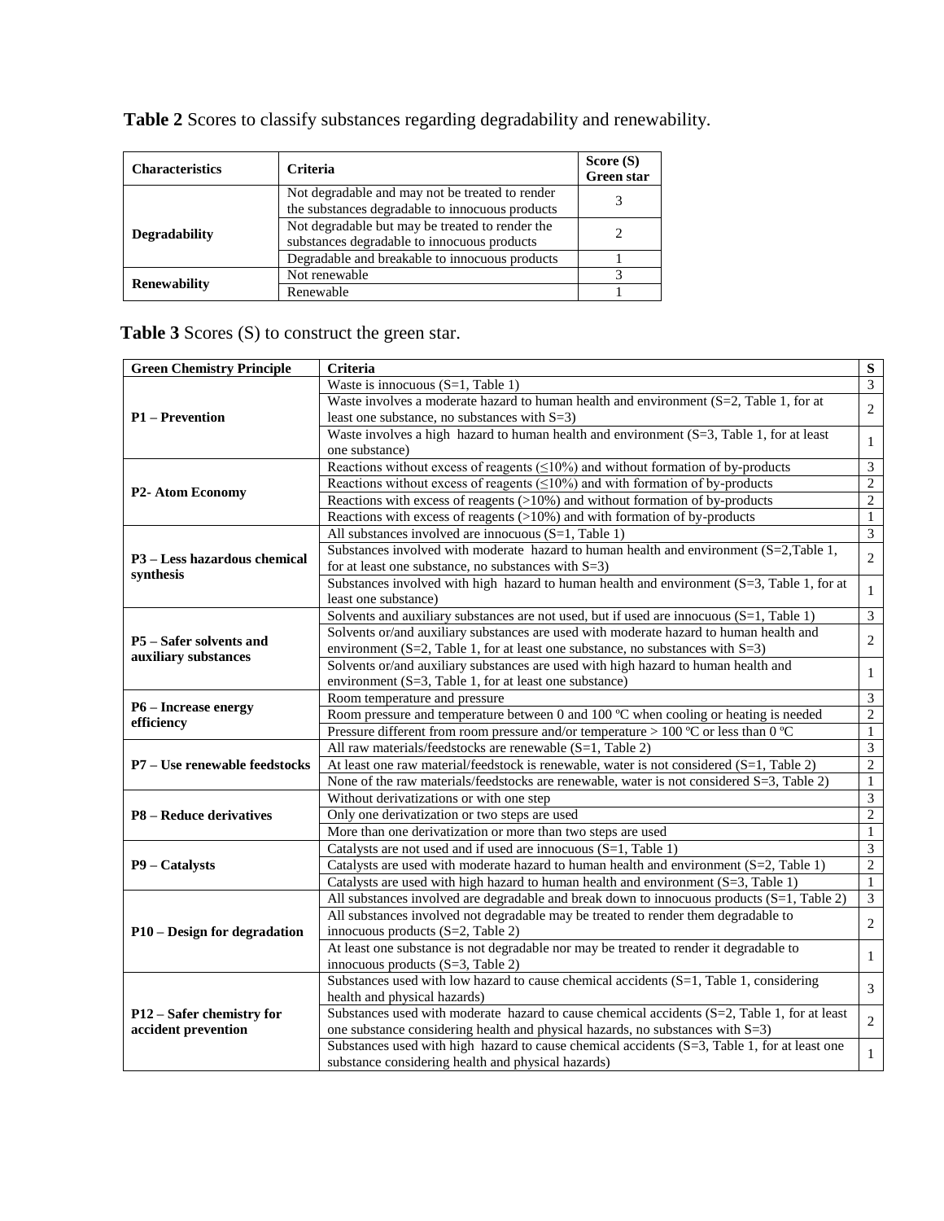**Table 2** Scores to classify substances regarding degradability and renewability.

| Characteristics | Criteria | Score (S) Green star |
|---|---|---|
| Degradability | Not degradable and may not be treated to render the substances degradable to innocuous products | 3 |
| | Not degradable but may be treated to render the substances degradable to innocuous products | 2 |
| | Degradable and breakable to innocuous products | 1 |
| Renewability | Not renewable | 3 |
| | Renewable | 1 |

**Table 3** Scores (S) to construct the green star.

| Green Chemistry Principle | Criteria | S |
|---|---|---|
| **P1 – Prevention** | Waste is innocuous (S=1, Table 1) | 3 |
| | Waste involves a moderate hazard to human health and environment (S=2, Table 1, for at least one substance, no substances with S=3) | 2 |
| | Waste involves a high hazard to human health and environment (S=3, Table 1, for at least one substance) | 1 |
| **P2- Atom Economy** | Reactions without excess of reagents (≤10%) and without formation of by-products | 3 |
| | Reactions without excess of reagents (≤10%) and with formation of by-products | 2 |
| | Reactions with excess of reagents (>10%) and without formation of by-products | 2 |
| | Reactions with excess of reagents (>10%) and with formation of by-products | 1 |
| **P3 – Less hazardous chemical synthesis** | All substances involved are innocuous (S=1, Table 1) | 3 |
| | Substances involved with moderate hazard to human health and environment (S=2,Table 1, for at least one substance, no substances with S=3) | 2 |
| | Substances involved with high hazard to human health and environment (S=3, Table 1, for at least one substance) | 1 |
| **P5 – Safer solvents and auxiliary substances** | Solvents and auxiliary substances are not used, but if used are innocuous (S=1, Table 1) | 3 |
| | Solvents or/and auxiliary substances are used with moderate hazard to human health and environment (S=2, Table 1, for at least one substance, no substances with S=3) | 2 |
| | Solvents or/and auxiliary substances are used with high hazard to human health and environment (S=3, Table 1, for at least one substance) | 1 |
| **P6 – Increase energy efficiency** | Room temperature and pressure | 3 |
| | Room pressure and temperature between 0 and 100 ºC when cooling or heating is needed | 2 |
| | Pressure different from room pressure and/or temperature > 100 ºC or less than 0 ºC | 1 |
| **P7 – Use renewable feedstocks** | All raw materials/feedstocks are renewable (S=1, Table 2) | 3 |
| | At least one raw material/feedstock is renewable, water is not considered (S=1, Table 2) | 2 |
| | None of the raw materials/feedstocks are renewable, water is not considered S=3, Table 2) | 1 |
| **P8 – Reduce derivatives** | Without derivatizations or with one step | 3 |
| | Only one derivatization or two steps are used | 2 |
| | More than one derivatization or more than two steps are used | 1 |
| **P9 – Catalysts** | Catalysts are not used and if used are innocuous (S=1, Table 1) | 3 |
| | Catalysts are used with moderate hazard to human health and environment (S=2, Table 1) | 2 |
| | Catalysts are used with high hazard to human health and environment (S=3, Table 1) | 1 |
| **P10 – Design for degradation** | All substances involved are degradable and break down to innocuous products (S=1, Table 2) | 3 |
| | All substances involved not degradable may be treated to render them degradable to innocuous products (S=2, Table 2) | 2 |
| | At least one substance is not degradable nor may be treated to render it degradable to innocuous products (S=3, Table 2) | 1 |
| **P12 – Safer chemistry for accident prevention** | Substances used with low hazard to cause chemical accidents (S=1, Table 1, considering health and physical hazards) | 3 |
| | Substances used with moderate hazard to cause chemical accidents (S=2, Table 1, for at least one substance considering health and physical hazards, no substances with S=3) | 2 |
| | Substances used with high hazard to cause chemical accidents (S=3, Table 1, for at least one substance considering health and physical hazards) | 1 |